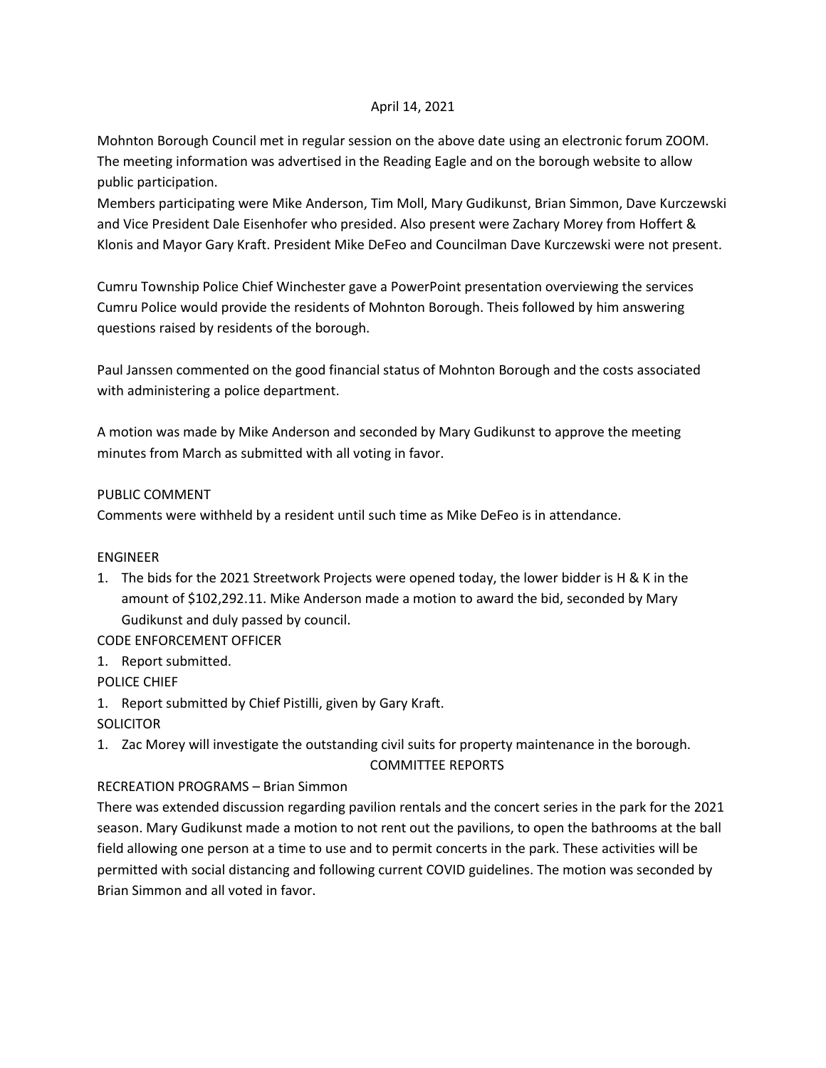April 14, 2021

Mohnton Borough Council met in regular session on the above date using an electronic forum ZOOM. The meeting information was advertised in the Reading Eagle and on the borough website to allow public participation.
Members participating were Mike Anderson, Tim Moll, Mary Gudikunst, Brian Simmon, Dave Kurczewski and Vice President Dale Eisenhofer who presided. Also present were Zachary Morey from Hoffert & Klonis and Mayor Gary Kraft. President Mike DeFeo and Councilman Dave Kurczewski were not present.

Cumru Township Police Chief Winchester gave a PowerPoint presentation overviewing the services Cumru Police would provide the residents of Mohnton Borough. Theis followed by him answering questions raised by residents of the borough.

Paul Janssen commented on the good financial status of Mohnton Borough and the costs associated with administering a police department.

A motion was made by Mike Anderson and seconded by Mary Gudikunst to approve the meeting minutes from March as submitted with all voting in favor.

PUBLIC COMMENT
Comments were withheld by a resident until such time as Mike DeFeo is in attendance.

ENGINEER

1. The bids for the 2021 Streetwork Projects were opened today, the lower bidder is H & K in the amount of $102,292.11. Mike Anderson made a motion to award the bid, seconded by Mary Gudikunst and duly passed by council.

CODE ENFORCEMENT OFFICER

1. Report submitted.

POLICE CHIEF

1. Report submitted by Chief Pistilli, given by Gary Kraft.

SOLICITOR

1. Zac Morey will investigate the outstanding civil suits for property maintenance in the borough.

COMMITTEE REPORTS

RECREATION PROGRAMS – Brian Simmon
There was extended discussion regarding pavilion rentals and the concert series in the park for the 2021 season. Mary Gudikunst made a motion to not rent out the pavilions, to open the bathrooms at the ball field allowing one person at a time to use and to permit concerts in the park. These activities will be permitted with social distancing and following current COVID guidelines. The motion was seconded by Brian Simmon and all voted in favor.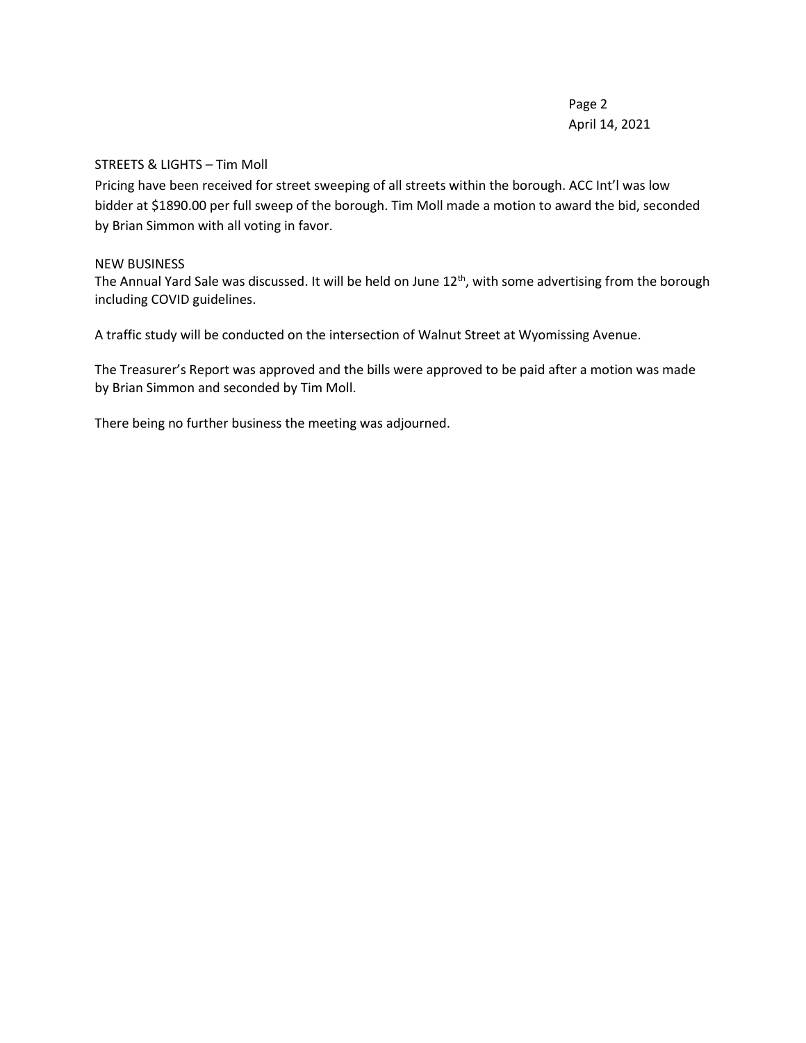STREETS & LIGHTS – Tim Moll

Pricing have been received for street sweeping of all streets within the borough. ACC Int'l was low bidder at $1890.00 per full sweep of the borough. Tim Moll made a motion to award the bid, seconded by Brian Simmon with all voting in favor.

NEW BUSINESS

The Annual Yard Sale was discussed. It will be held on June 12th, with some advertising from the borough including COVID guidelines.

A traffic study will be conducted on the intersection of Walnut Street at Wyomissing Avenue.

The Treasurer's Report was approved and the bills were approved to be paid after a motion was made by Brian Simmon and seconded by Tim Moll.

There being no further business the meeting was adjourned.